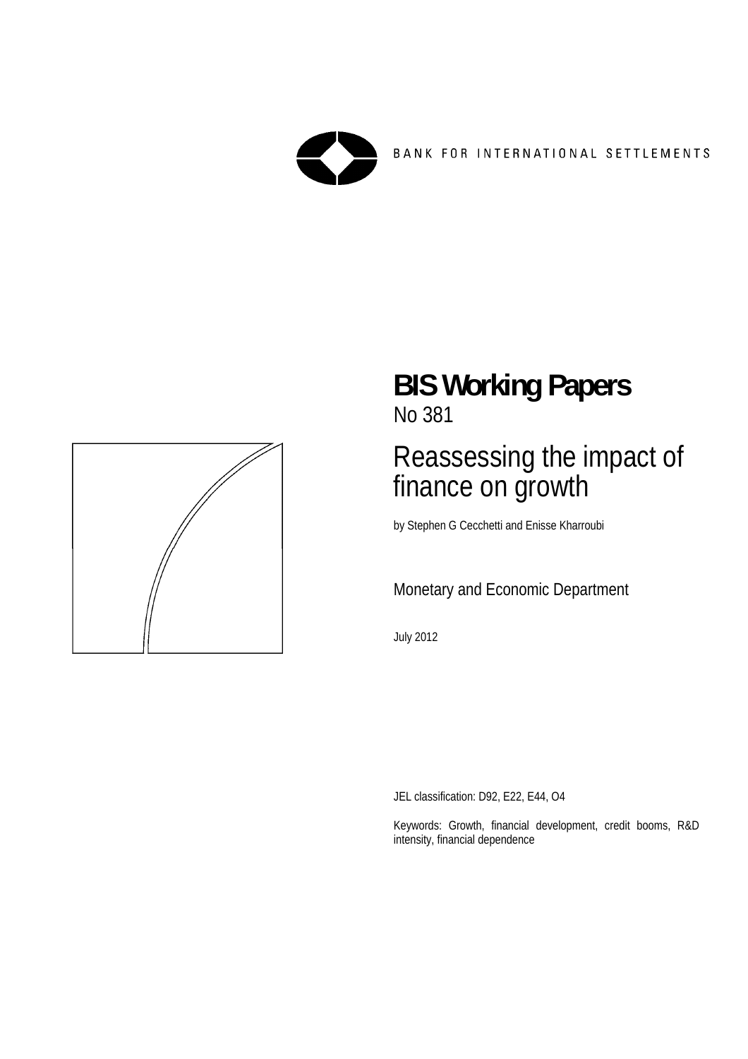BANK FOR INTERNATIONAL SETTLEMENTS

# BIS Working Papers

No 381

## Reassessing the impact of finance on growth

by Stephen G Cecchetti and Enisse Kharroubi

Monetary and Economic Department

July 2012

JEL classification: D92, E22, E44, O4

Keywords: Growth, financial development, credit booms, R&D intensity, financial dependence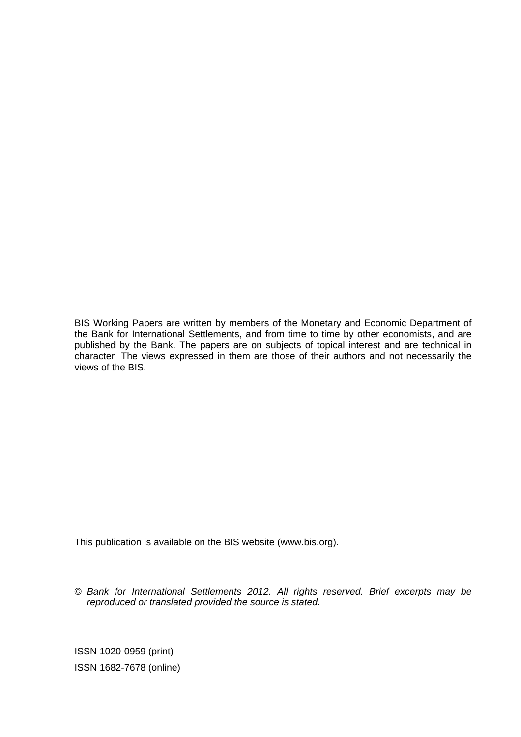BIS Working Papers are written by members of the Monetary and Economic Department of the Bank for International Settlements, and from time to time by other economists, and are published by the Bank. The papers are on subjects of topical interest and are technical in character. The views expressed in them are those of their authors and not necessarily the views of the BIS.

This publication is available on the BIS website (www.bis.org).

© *Bank for International Settlements 2012. All rights reserved. Brief excerpts may be reproduced or translated provided the source is stated.*

ISSN 1020-0959 (print)

ISSN 1682-7678 (online)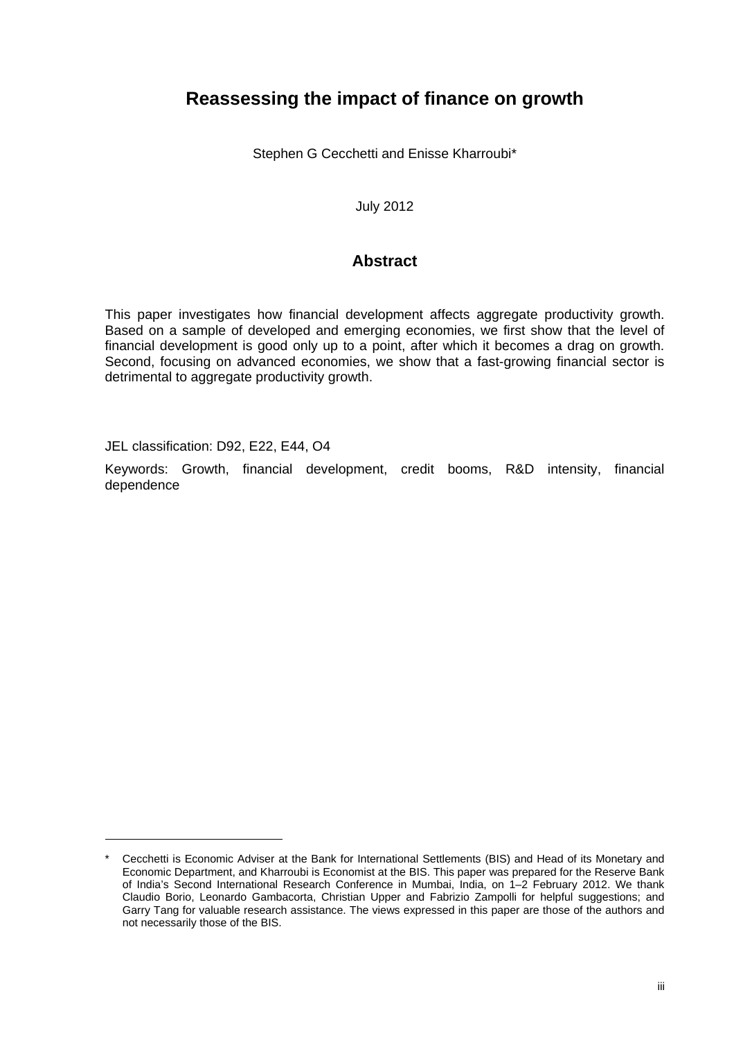# Reassessing the impact of finance on growth

Stephen G Cecchetti and Enisse Kharroubi*

July 2012

## Abstract

This paper investigates how financial development affects aggregate productivity growth. Based on a sample of developed and emerging economies, we first show that the level of financial development is good only up to a point, after which it becomes a drag on growth. Second, focusing on advanced economies, we show that a fast-growing financial sector is detrimental to aggregate productivity growth.

JEL classification: D92, E22, E44, O4

Keywords: Growth, financial development, credit booms, R&D intensity, financial dependence

---

* Cecchetti is Economic Adviser at the Bank for International Settlements (BIS) and Head of its Monetary and Economic Department, and Kharroubi is Economist at the BIS. This paper was prepared for the Reserve Bank of India's Second International Research Conference in Mumbai, India, on 1–2 February 2012. We thank Claudio Borio, Leonardo Gambacorta, Christian Upper and Fabrizio Zampolli for helpful suggestions; and Garry Tang for valuable research assistance. The views expressed in this paper are those of the authors and not necessarily those of the BIS.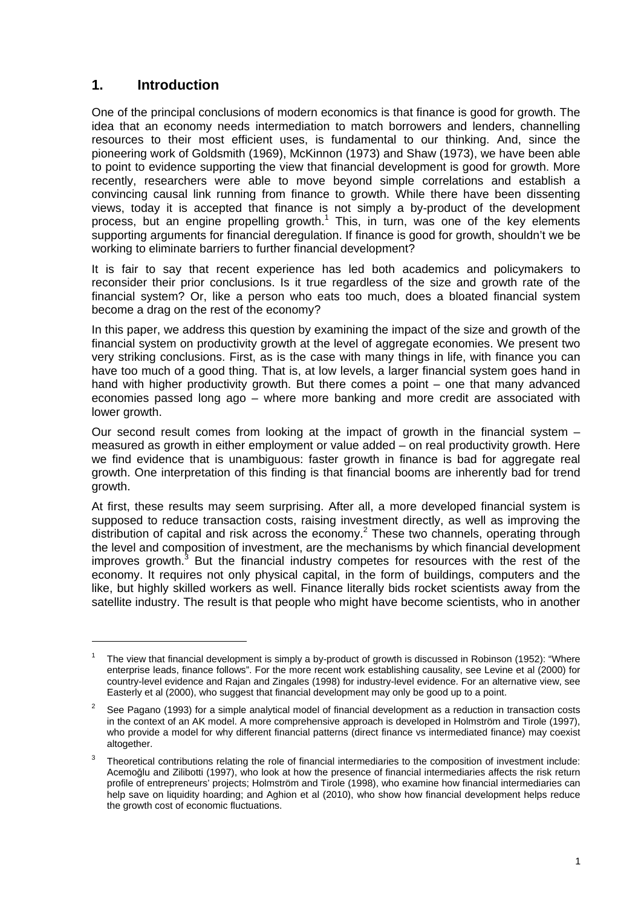## 1. Introduction

One of the principal conclusions of modern economics is that finance is good for growth. The idea that an economy needs intermediation to match borrowers and lenders, channelling resources to their most efficient uses, is fundamental to our thinking. And, since the pioneering work of Goldsmith (1969), McKinnon (1973) and Shaw (1973), we have been able to point to evidence supporting the view that financial development is good for growth. More recently, researchers were able to move beyond simple correlations and establish a convincing causal link running from finance to growth. While there have been dissenting views, today it is accepted that finance is not simply a by-product of the development process, but an engine propelling growth.[1] This, in turn, was one of the key elements supporting arguments for financial deregulation. If finance is good for growth, shouldn't we be working to eliminate barriers to further financial development?

It is fair to say that recent experience has led both academics and policymakers to reconsider their prior conclusions. Is it true regardless of the size and growth rate of the financial system? Or, like a person who eats too much, does a bloated financial system become a drag on the rest of the economy?

In this paper, we address this question by examining the impact of the size and growth of the financial system on productivity growth at the level of aggregate economies. We present two very striking conclusions. First, as is the case with many things in life, with finance you can have too much of a good thing. That is, at low levels, a larger financial system goes hand in hand with higher productivity growth. But there comes a point – one that many advanced economies passed long ago – where more banking and more credit are associated with lower growth.

Our second result comes from looking at the impact of growth in the financial system – measured as growth in either employment or value added – on real productivity growth. Here we find evidence that is unambiguous: faster growth in finance is bad for aggregate real growth. One interpretation of this finding is that financial booms are inherently bad for trend growth.

At first, these results may seem surprising. After all, a more developed financial system is supposed to reduce transaction costs, raising investment directly, as well as improving the distribution of capital and risk across the economy.[2] These two channels, operating through the level and composition of investment, are the mechanisms by which financial development improves growth.[3] But the financial industry competes for resources with the rest of the economy. It requires not only physical capital, in the form of buildings, computers and the like, but highly skilled workers as well. Finance literally bids rocket scientists away from the satellite industry. The result is that people who might have become scientists, who in another

---

[1] The view that financial development is simply a by-product of growth is discussed in Robinson (1952): "Where enterprise leads, finance follows". For the more recent work establishing causality, see Levine et al (2000) for country-level evidence and Rajan and Zingales (1998) for industry-level evidence. For an alternative view, see Easterly et al (2000), who suggest that financial development may only be good up to a point.

[2] See Pagano (1993) for a simple analytical model of financial development as a reduction in transaction costs in the context of an AK model. A more comprehensive approach is developed in Holmström and Tirole (1997), who provide a model for why different financial patterns (direct finance vs intermediated finance) may coexist altogether.

[3] Theoretical contributions relating the role of financial intermediaries to the composition of investment include: Acemoğlu and Zilibotti (1997), who look at how the presence of financial intermediaries affects the risk return profile of entrepreneurs' projects; Holmström and Tirole (1998), who examine how financial intermediaries can help save on liquidity hoarding; and Aghion et al (2010), who show how financial development helps reduce the growth cost of economic fluctuations.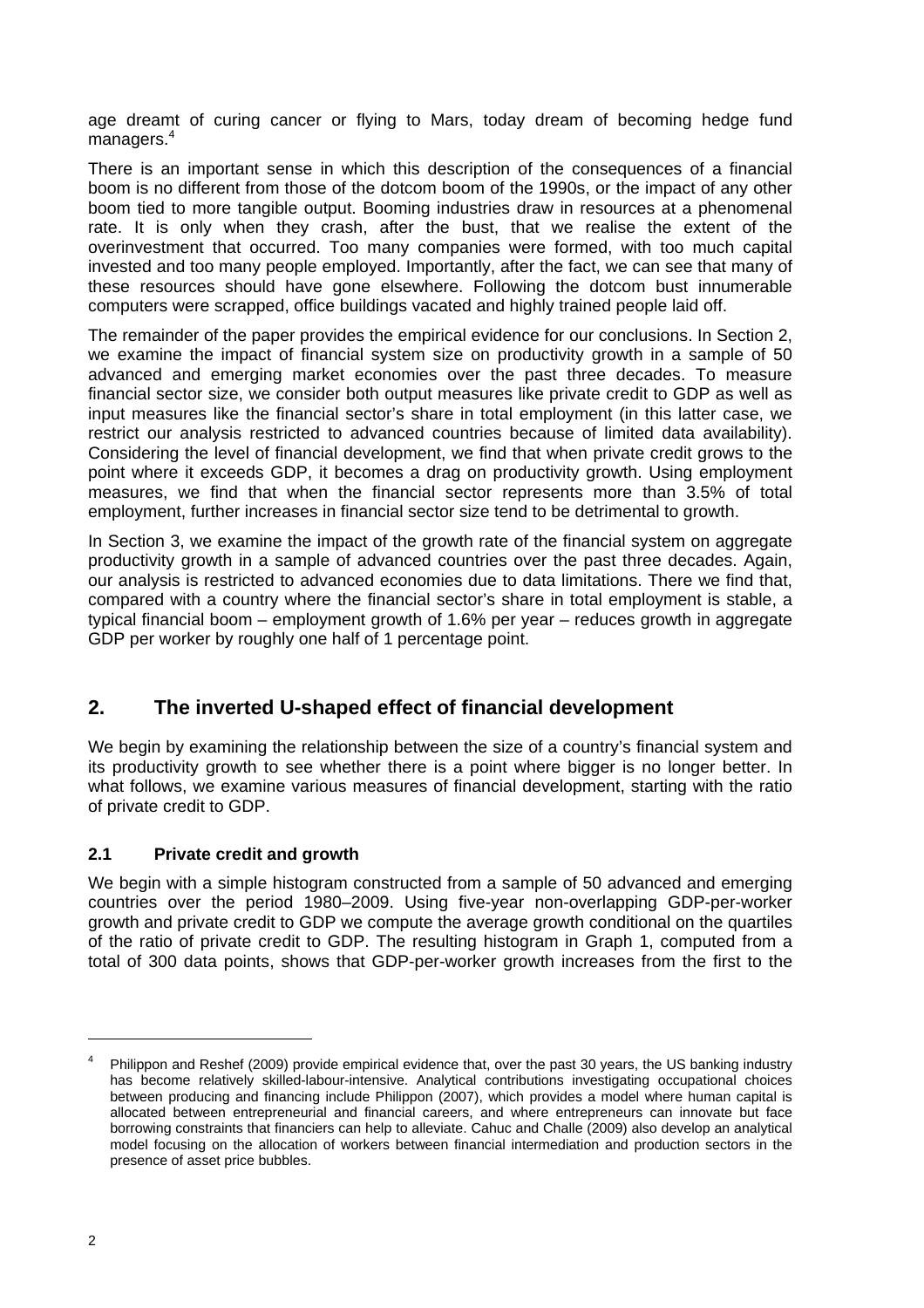age dreamt of curing cancer or flying to Mars, today dream of becoming hedge fund managers.[4]

There is an important sense in which this description of the consequences of a financial boom is no different from those of the dotcom boom of the 1990s, or the impact of any other boom tied to more tangible output. Booming industries draw in resources at a phenomenal rate. It is only when they crash, after the bust, that we realise the extent of the overinvestment that occurred. Too many companies were formed, with too much capital invested and too many people employed. Importantly, after the fact, we can see that many of these resources should have gone elsewhere. Following the dotcom bust innumerable computers were scrapped, office buildings vacated and highly trained people laid off.

The remainder of the paper provides the empirical evidence for our conclusions. In Section 2, we examine the impact of financial system size on productivity growth in a sample of 50 advanced and emerging market economies over the past three decades. To measure financial sector size, we consider both output measures like private credit to GDP as well as input measures like the financial sector's share in total employment (in this latter case, we restrict our analysis restricted to advanced countries because of limited data availability). Considering the level of financial development, we find that when private credit grows to the point where it exceeds GDP, it becomes a drag on productivity growth. Using employment measures, we find that when the financial sector represents more than 3.5% of total employment, further increases in financial sector size tend to be detrimental to growth.

In Section 3, we examine the impact of the growth rate of the financial system on aggregate productivity growth in a sample of advanced countries over the past three decades. Again, our analysis is restricted to advanced economies due to data limitations. There we find that, compared with a country where the financial sector's share in total employment is stable, a typical financial boom – employment growth of 1.6% per year – reduces growth in aggregate GDP per worker by roughly one half of 1 percentage point.

## 2. The inverted U-shaped effect of financial development

We begin by examining the relationship between the size of a country's financial system and its productivity growth to see whether there is a point where bigger is no longer better. In what follows, we examine various measures of financial development, starting with the ratio of private credit to GDP.

### 2.1 Private credit and growth

We begin with a simple histogram constructed from a sample of 50 advanced and emerging countries over the period 1980–2009. Using five-year non-overlapping GDP-per-worker growth and private credit to GDP we compute the average growth conditional on the quartiles of the ratio of private credit to GDP. The resulting histogram in Graph 1, computed from a total of 300 data points, shows that GDP-per-worker growth increases from the first to the

---

[4] Philippon and Reshef (2009) provide empirical evidence that, over the past 30 years, the US banking industry has become relatively skilled-labour-intensive. Analytical contributions investigating occupational choices between producing and financing include Philippon (2007), which provides a model where human capital is allocated between entrepreneurial and financial careers, and where entrepreneurs can innovate but face borrowing constraints that financiers can help to alleviate. Cahuc and Challe (2009) also develop an analytical model focusing on the allocation of workers between financial intermediation and production sectors in the presence of asset price bubbles.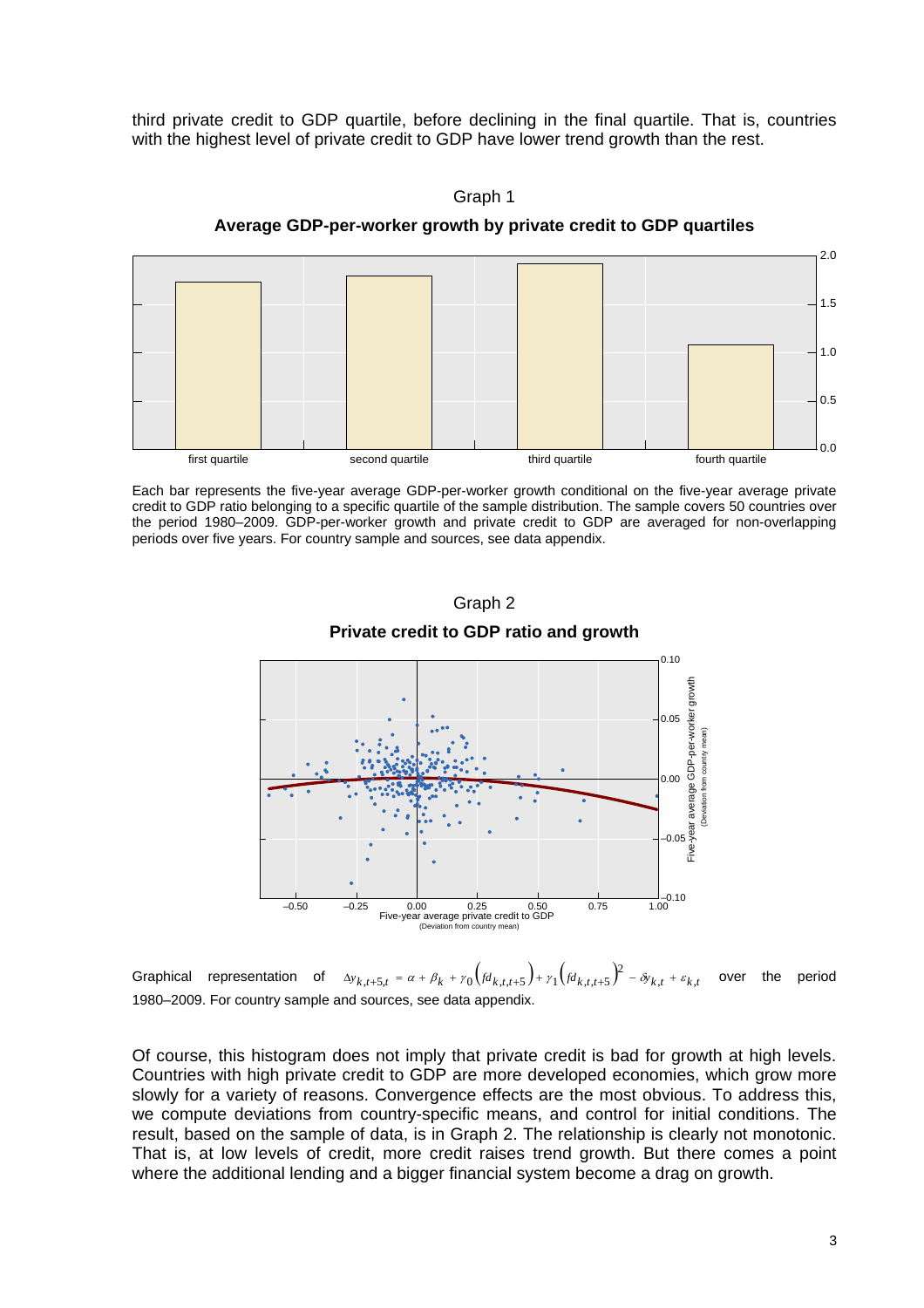third private credit to GDP quartile, before declining in the final quartile. That is, countries with the highest level of private credit to GDP have lower trend growth than the rest.

Graph 1

**Average GDP-per-worker growth by private credit to GDP quartiles**

Each bar represents the five-year average GDP-per-worker growth conditional on the five-year average private credit to GDP ratio belonging to a specific quartile of the sample distribution. The sample covers 50 countries over the period 1980–2009. GDP-per-worker growth and private credit to GDP are averaged for non-overlapping periods over five years. For country sample and sources, see data appendix.

Graph 2

**Private credit to GDP ratio and growth**

Graphical representation of $\Delta y_{k,t+5,t} = \alpha + \beta_k + \gamma_0 \left( fd_{k,t,t+5} \right) + \gamma_1 \left( fd_{k,t,t+5} \right)^2 - \delta y_{k,t} + \varepsilon_{k,t}$ over the period 1980–2009. For country sample and sources, see data appendix.

Of course, this histogram does not imply that private credit is bad for growth at high levels. Countries with high private credit to GDP are more developed economies, which grow more slowly for a variety of reasons. Convergence effects are the most obvious. To address this, we compute deviations from country-specific means, and control for initial conditions. The result, based on the sample of data, is in Graph 2. The relationship is clearly not monotonic. That is, at low levels of credit, more credit raises trend growth. But there comes a point where the additional lending and a bigger financial system become a drag on growth.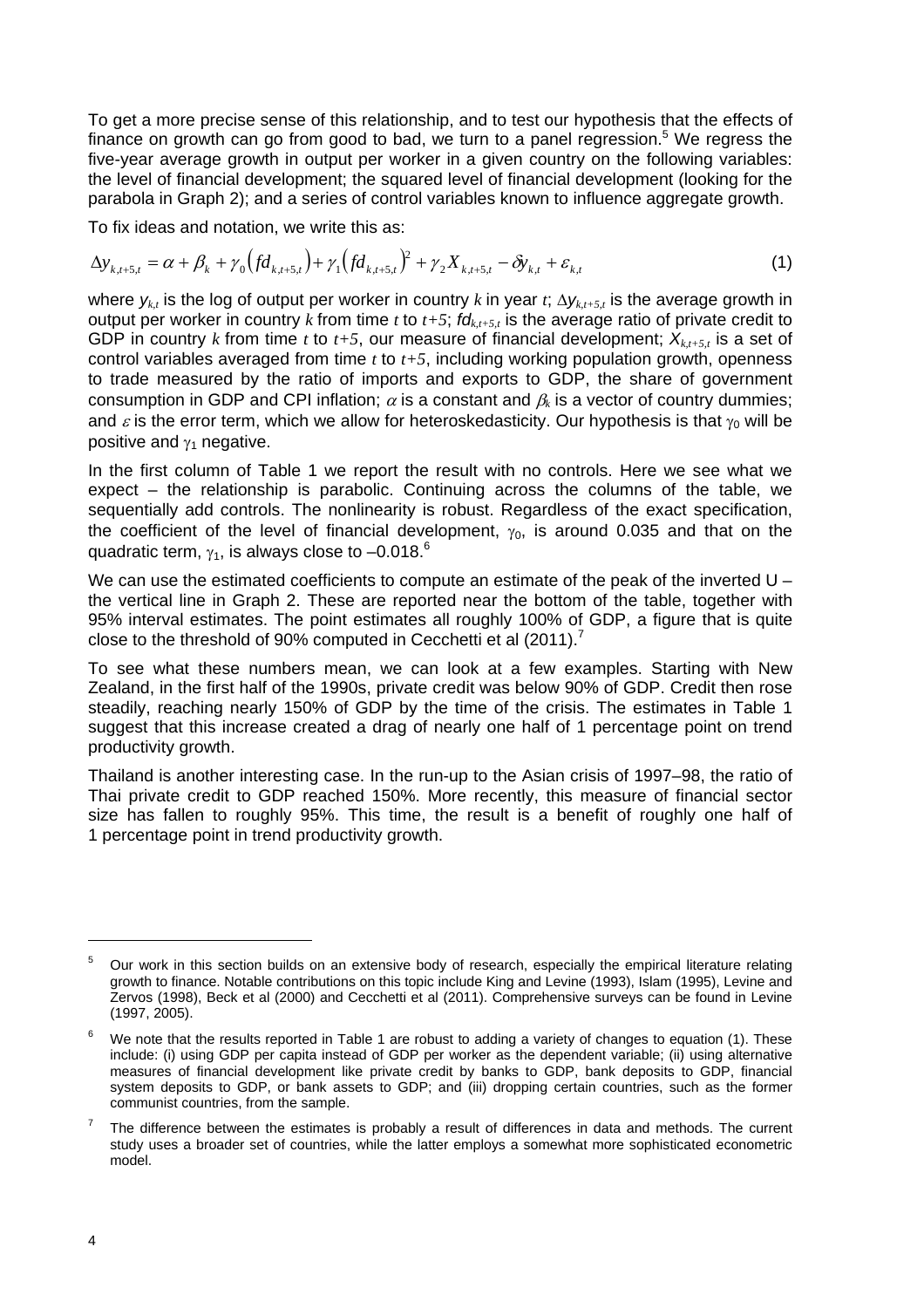To get a more precise sense of this relationship, and to test our hypothesis that the effects of finance on growth can go from good to bad, we turn to a panel regression.[5] We regress the five-year average growth in output per worker in a given country on the following variables: the level of financial development; the squared level of financial development (looking for the parabola in Graph 2); and a series of control variables known to influence aggregate growth.

To fix ideas and notation, we write this as:

$$\Delta y_{k,t+5,t} = \alpha + \beta_k + \gamma_0\left(fd_{k,t+5,t}\right) + \gamma_1\left(fd_{k,t+5,t}\right)^2 + \gamma_2 X_{k,t+5,t} - \delta y_{k,t} + \varepsilon_{k,t} \tag{1}$$

where $y_{k,t}$ is the log of output per worker in country $k$ in year $t$; $\Delta y_{k,t+5,t}$ is the average growth in output per worker in country $k$ from time $t$ to $t+5$; $fd_{k,t+5,t}$ is the average ratio of private credit to GDP in country $k$ from time $t$ to $t+5$, our measure of financial development; $X_{k,t+5,t}$ is a set of control variables averaged from time $t$ to $t+5$, including working population growth, openness to trade measured by the ratio of imports and exports to GDP, the share of government consumption in GDP and CPI inflation; $\alpha$ is a constant and $\beta_k$ is a vector of country dummies; and $\varepsilon$ is the error term, which we allow for heteroskedasticity. Our hypothesis is that $\gamma_0$ will be positive and $\gamma_1$ negative.

In the first column of Table 1 we report the result with no controls. Here we see what we expect – the relationship is parabolic. Continuing across the columns of the table, we sequentially add controls. The nonlinearity is robust. Regardless of the exact specification, the coefficient of the level of financial development, $\gamma_0$, is around 0.035 and that on the quadratic term, $\gamma_1$, is always close to –0.018.[6]

We can use the estimated coefficients to compute an estimate of the peak of the inverted U – the vertical line in Graph 2. These are reported near the bottom of the table, together with 95% interval estimates. The point estimates all roughly 100% of GDP, a figure that is quite close to the threshold of 90% computed in Cecchetti et al (2011).[7]

To see what these numbers mean, we can look at a few examples. Starting with New Zealand, in the first half of the 1990s, private credit was below 90% of GDP. Credit then rose steadily, reaching nearly 150% of GDP by the time of the crisis. The estimates in Table 1 suggest that this increase created a drag of nearly one half of 1 percentage point on trend productivity growth.

Thailand is another interesting case. In the run-up to the Asian crisis of 1997–98, the ratio of Thai private credit to GDP reached 150%. More recently, this measure of financial sector size has fallen to roughly 95%. This time, the result is a benefit of roughly one half of 1 percentage point in trend productivity growth.

---

[5] Our work in this section builds on an extensive body of research, especially the empirical literature relating growth to finance. Notable contributions on this topic include King and Levine (1993), Islam (1995), Levine and Zervos (1998), Beck et al (2000) and Cecchetti et al (2011). Comprehensive surveys can be found in Levine (1997, 2005).

[6] We note that the results reported in Table 1 are robust to adding a variety of changes to equation (1). These include: (i) using GDP per capita instead of GDP per worker as the dependent variable; (ii) using alternative measures of financial development like private credit by banks to GDP, bank deposits to GDP, financial system deposits to GDP, or bank assets to GDP; and (iii) dropping certain countries, such as the former communist countries, from the sample.

[7] The difference between the estimates is probably a result of differences in data and methods. The current study uses a broader set of countries, while the latter employs a somewhat more sophisticated econometric model.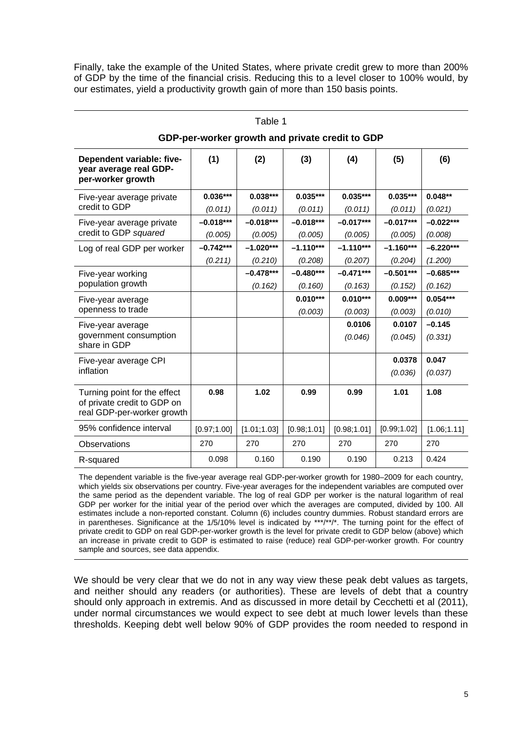Finally, take the example of the United States, where private credit grew to more than 200% of GDP by the time of the financial crisis. Reducing this to a level closer to 100% would, by our estimates, yield a productivity growth gain of more than 150 basis points.

Table 1

**GDP-per-worker growth and private credit to GDP**

| **Dependent variable: five-year average real GDP-per-worker growth** | **(1)** | **(2)** | **(3)** | **(4)** | **(5)** | **(6)** |
|---|---|---|---|---|---|---|
| Five-year average private credit to GDP | **0.036***** | **0.038***** | **0.035***** | **0.035***** | **0.035***** | **0.048**** |
| | *(0.011)* | *(0.011)* | *(0.011)* | *(0.011)* | *(0.011)* | *(0.021)* |
| Five-year average private credit to GDP *squared* | **–0.018***** | **–0.018***** | **–0.018***** | **–0.017***** | **–0.017***** | **–0.022***** |
| | *(0.005)* | *(0.005)* | *(0.005)* | *(0.005)* | *(0.005)* | *(0.008)* |
| Log of real GDP per worker | **–0.742***** | **–1.020***** | **–1.110***** | **–1.110***** | **–1.160***** | **–6.220***** |
| | *(0.211)* | *(0.210)* | *(0.208)* | *(0.207)* | *(0.204)* | *(1.200)* |
| Five-year working population growth | | **–0.478***** | **–0.480***** | **–0.471***** | **–0.501***** | **–0.685***** |
| | | *(0.162)* | *(0.160)* | *(0.163)* | *(0.152)* | *(0.162)* |
| Five-year average openness to trade | | | **0.010***** | **0.010***** | **0.009***** | **0.054***** |
| | | | *(0.003)* | *(0.003)* | *(0.003)* | *(0.010)* |
| Five-year average government consumption share in GDP | | | | **0.0106** | **0.0107** | **–0.145** |
| | | | | *(0.046)* | *(0.045)* | *(0.331)* |
| Five-year average CPI inflation | | | | | **0.0378** | **0.047** |
| | | | | | *(0.036)* | *(0.037)* |
| Turning point for the effect of private credit to GDP on real GDP-per-worker growth | **0.98** | **1.02** | **0.99** | **0.99** | **1.01** | **1.08** |
| 95% confidence interval | [0.97;1.00] | [1.01;1.03] | [0.98;1.01] | [0.98;1.01] | [0.99;1.02] | [1.06;1.11] |
| Observations | 270 | 270 | 270 | 270 | 270 | 270 |
| R-squared | 0.098 | 0.160 | 0.190 | 0.190 | 0.213 | 0.424 |

The dependent variable is the five-year average real GDP-per-worker growth for 1980–2009 for each country, which yields six observations per country. Five-year averages for the independent variables are computed over the same period as the dependent variable. The log of real GDP per worker is the natural logarithm of real GDP per worker for the initial year of the period over which the averages are computed, divided by 100. All estimates include a non-reported constant. Column (6) includes country dummies. Robust standard errors are in parentheses. Significance at the 1/5/10% level is indicated by ***/**/*. The turning point for the effect of private credit to GDP on real GDP-per-worker growth is the level for private credit to GDP below (above) which an increase in private credit to GDP is estimated to raise (reduce) real GDP-per-worker growth. For country sample and sources, see data appendix.

We should be very clear that we do not in any way view these peak debt values as targets, and neither should any readers (or authorities). These are levels of debt that a country should only approach in extremis. And as discussed in more detail by Cecchetti et al (2011), under normal circumstances we would expect to see debt at much lower levels than these thresholds. Keeping debt well below 90% of GDP provides the room needed to respond in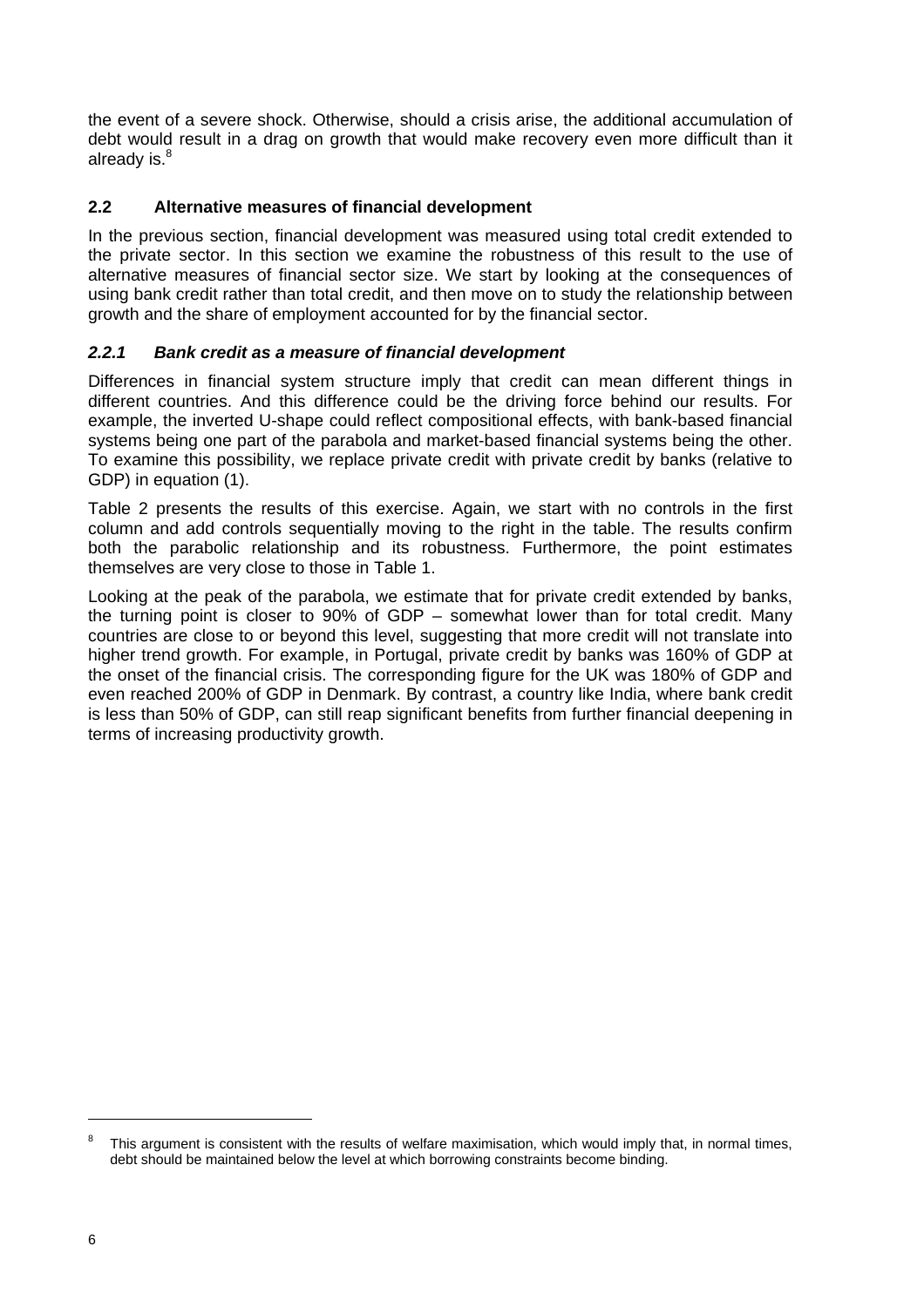the event of a severe shock. Otherwise, should a crisis arise, the additional accumulation of debt would result in a drag on growth that would make recovery even more difficult than it already is.[8]

## 2.2 Alternative measures of financial development

In the previous section, financial development was measured using total credit extended to the private sector. In this section we examine the robustness of this result to the use of alternative measures of financial sector size. We start by looking at the consequences of using bank credit rather than total credit, and then move on to study the relationship between growth and the share of employment accounted for by the financial sector.

### *2.2.1 Bank credit as a measure of financial development*

Differences in financial system structure imply that credit can mean different things in different countries. And this difference could be the driving force behind our results. For example, the inverted U-shape could reflect compositional effects, with bank-based financial systems being one part of the parabola and market-based financial systems being the other. To examine this possibility, we replace private credit with private credit by banks (relative to GDP) in equation (1).

Table 2 presents the results of this exercise. Again, we start with no controls in the first column and add controls sequentially moving to the right in the table. The results confirm both the parabolic relationship and its robustness. Furthermore, the point estimates themselves are very close to those in Table 1.

Looking at the peak of the parabola, we estimate that for private credit extended by banks, the turning point is closer to 90% of GDP – somewhat lower than for total credit. Many countries are close to or beyond this level, suggesting that more credit will not translate into higher trend growth. For example, in Portugal, private credit by banks was 160% of GDP at the onset of the financial crisis. The corresponding figure for the UK was 180% of GDP and even reached 200% of GDP in Denmark. By contrast, a country like India, where bank credit is less than 50% of GDP, can still reap significant benefits from further financial deepening in terms of increasing productivity growth.

---

[8] This argument is consistent with the results of welfare maximisation, which would imply that, in normal times, debt should be maintained below the level at which borrowing constraints become binding.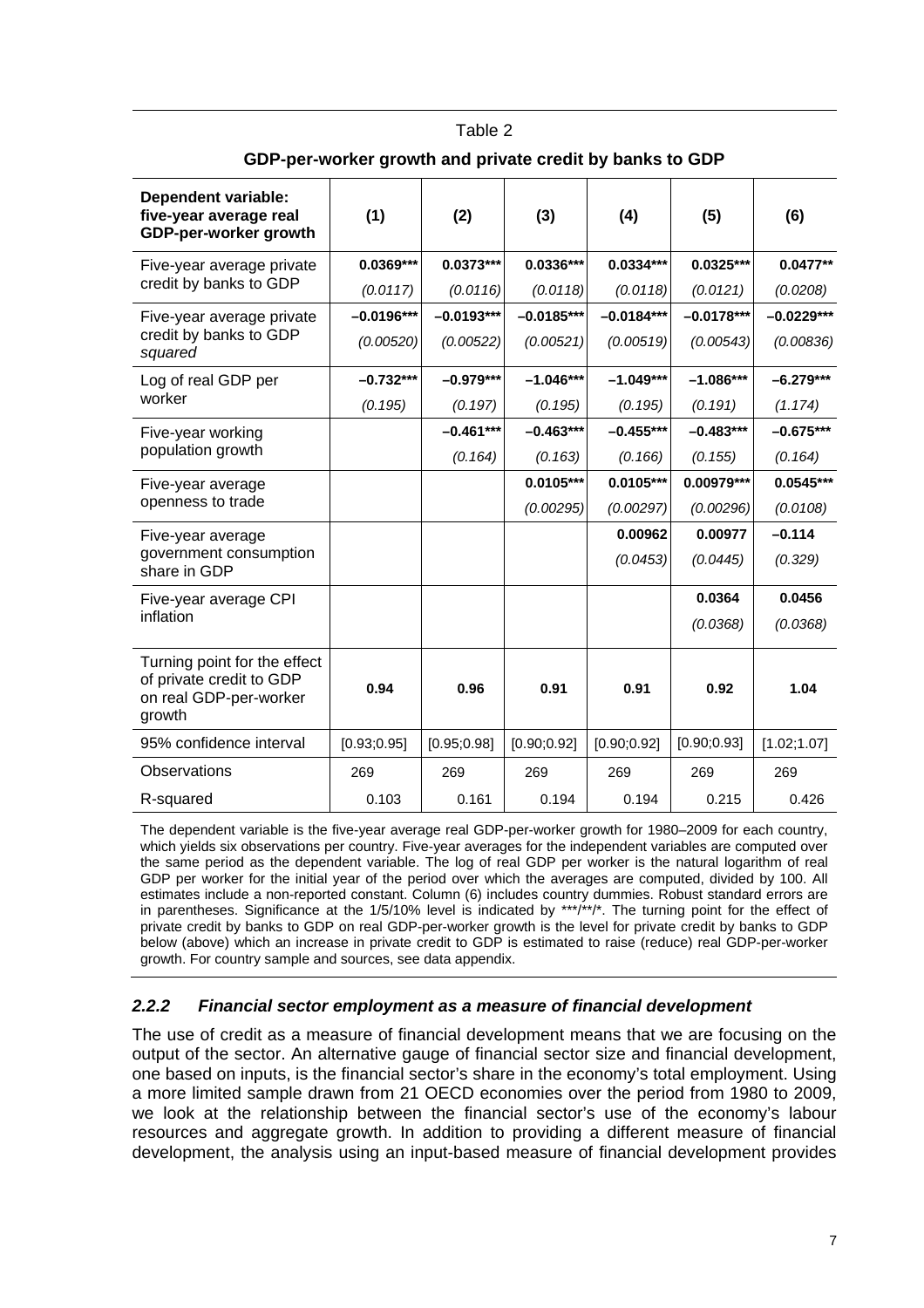Table 2

**GDP-per-worker growth and private credit by banks to GDP**

| **Dependent variable: five-year average real GDP-per-worker growth** | **(1)** | **(2)** | **(3)** | **(4)** | **(5)** | **(6)** |
|---|---|---|---|---|---|---|
| Five-year average private credit by banks to GDP | **0.0369*** ** | **0.0373*** ** | **0.0336*** ** | **0.0334*** ** | **0.0325*** ** | **0.0477** ** |
| | *(0.0117)* | *(0.0116)* | *(0.0118)* | *(0.0118)* | *(0.0121)* | *(0.0208)* |
| Five-year average private credit by banks to GDP *squared* | **–0.0196*** ** | **–0.0193*** ** | **–0.0185*** ** | **–0.0184*** ** | **–0.0178*** ** | **–0.0229*** ** |
| | *(0.00520)* | *(0.00522)* | *(0.00521)* | *(0.00519)* | *(0.00543)* | *(0.00836)* |
| Log of real GDP per worker | **–0.732*** ** | **–0.979*** ** | **–1.046*** ** | **–1.049*** ** | **–1.086*** ** | **–6.279*** ** |
| | *(0.195)* | *(0.197)* | *(0.195)* | *(0.195)* | *(0.191)* | *(1.174)* |
| Five-year working population growth | | **–0.461*** ** | **–0.463*** ** | **–0.455*** ** | **–0.483*** ** | **–0.675*** ** |
| | | *(0.164)* | *(0.163)* | *(0.166)* | *(0.155)* | *(0.164)* |
| Five-year average openness to trade | | | **0.0105*** ** | **0.0105*** ** | **0.00979*** ** | **0.0545*** ** |
| | | | *(0.00295)* | *(0.00297)* | *(0.00296)* | *(0.0108)* |
| Five-year average government consumption share in GDP | | | | **0.00962** | **0.00977** | **–0.114** |
| | | | | *(0.0453)* | *(0.0445)* | *(0.329)* |
| Five-year average CPI inflation | | | | | **0.0364** | **0.0456** |
| | | | | | *(0.0368)* | *(0.0368)* |
| Turning point for the effect of private credit to GDP on real GDP-per-worker growth | **0.94** | **0.96** | **0.91** | **0.91** | **0.92** | **1.04** |
| 95% confidence interval | [0.93;0.95] | [0.95;0.98] | [0.90;0.92] | [0.90;0.92] | [0.90;0.93] | [1.02;1.07] |
| Observations | 269 | 269 | 269 | 269 | 269 | 269 |
| R-squared | 0.103 | 0.161 | 0.194 | 0.194 | 0.215 | 0.426 |

The dependent variable is the five-year average real GDP-per-worker growth for 1980–2009 for each country, which yields six observations per country. Five-year averages for the independent variables are computed over the same period as the dependent variable. The log of real GDP per worker is the natural logarithm of real GDP per worker for the initial year of the period over which the averages are computed, divided by 100. All estimates include a non-reported constant. Column (6) includes country dummies. Robust standard errors are in parentheses. Significance at the 1/5/10% level is indicated by ***/**/*. The turning point for the effect of private credit by banks to GDP on real GDP-per-worker growth is the level for private credit by banks to GDP below (above) which an increase in private credit to GDP is estimated to raise (reduce) real GDP-per-worker growth. For country sample and sources, see data appendix.

### *2.2.2 Financial sector employment as a measure of financial development*

The use of credit as a measure of financial development means that we are focusing on the output of the sector. An alternative gauge of financial sector size and financial development, one based on inputs, is the financial sector's share in the economy's total employment. Using a more limited sample drawn from 21 OECD economies over the period from 1980 to 2009, we look at the relationship between the financial sector's use of the economy's labour resources and aggregate growth. In addition to providing a different measure of financial development, the analysis using an input-based measure of financial development provides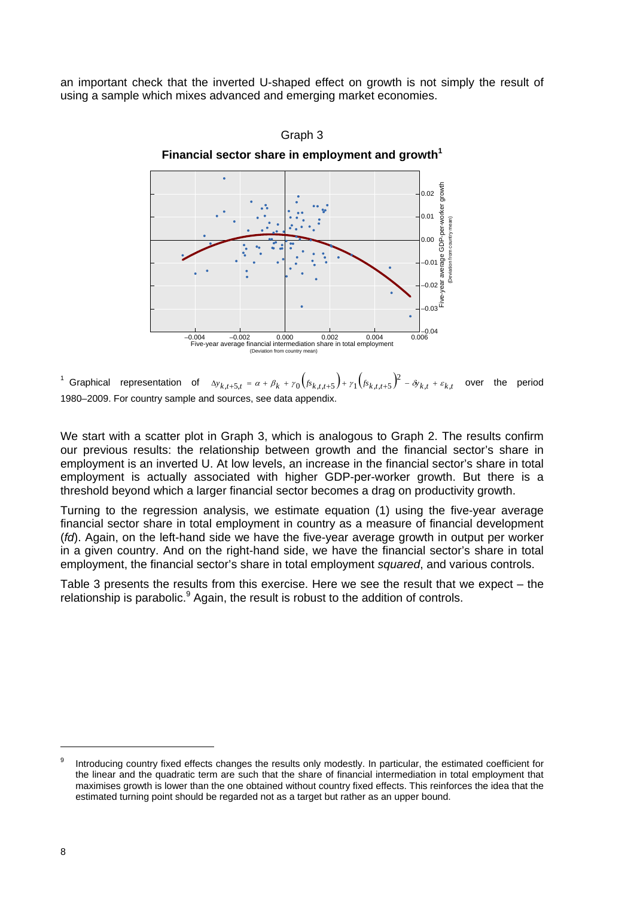an important check that the inverted U-shaped effect on growth is not simply the result of using a sample which mixes advanced and emerging market economies.

Graph 3

**Financial sector share in employment and growth[1]**

[1] Graphical representation of $\Delta y_{k,t+5,t} = \alpha + \beta_k + \gamma_0 \left(fs_{k,t,t+5}\right) + \gamma_1 \left(fs_{k,t,t+5}\right)^2 - \delta y_{k,t} + \varepsilon_{k,t}$ over the period 1980–2009. For country sample and sources, see data appendix.

We start with a scatter plot in Graph 3, which is analogous to Graph 2. The results confirm our previous results: the relationship between growth and the financial sector's share in employment is an inverted U. At low levels, an increase in the financial sector's share in total employment is actually associated with higher GDP-per-worker growth. But there is a threshold beyond which a larger financial sector becomes a drag on productivity growth.

Turning to the regression analysis, we estimate equation (1) using the five-year average financial sector share in total employment in country as a measure of financial development (*fd*). Again, on the left-hand side we have the five-year average growth in output per worker in a given country. And on the right-hand side, we have the financial sector's share in total employment, the financial sector's share in total employment *squared*, and various controls.

Table 3 presents the results from this exercise. Here we see the result that we expect – the relationship is parabolic.[9] Again, the result is robust to the addition of controls.

[9] Introducing country fixed effects changes the results only modestly. In particular, the estimated coefficient for the linear and the quadratic term are such that the share of financial intermediation in total employment that maximises growth is lower than the one obtained without country fixed effects. This reinforces the idea that the estimated turning point should be regarded not as a target but rather as an upper bound.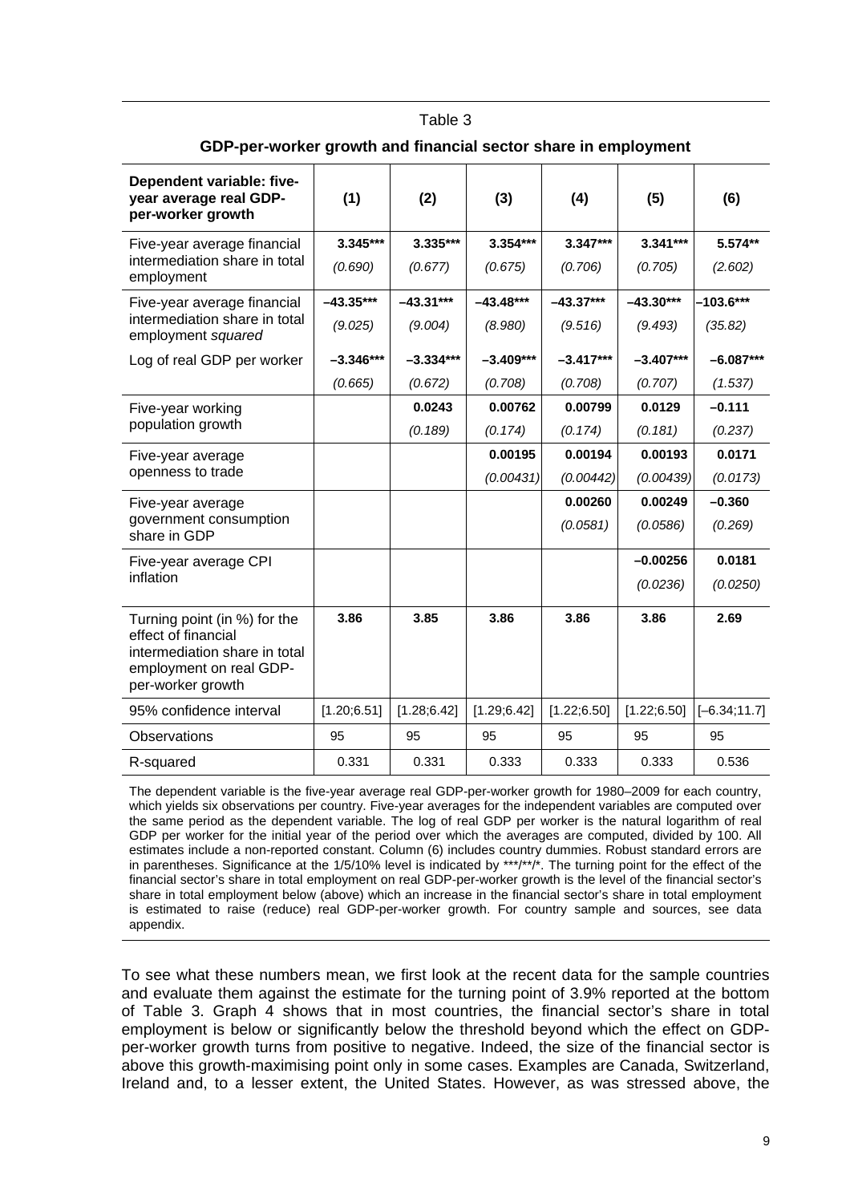Table 3

**GDP-per-worker growth and financial sector share in employment**

| Dependent variable: five-year average real GDP-per-worker growth | (1) | (2) | (3) | (4) | (5) | (6) |
|---|---|---|---|---|---|---|
| Five-year average financial intermediation share in total employment | **3.345***** | **3.335***** | **3.354***** | **3.347***** | **3.341***** | **5.574**** |
| | *(0.690)* | *(0.677)* | *(0.675)* | *(0.706)* | *(0.705)* | *(2.602)* |
| Five-year average financial intermediation share in total employment *squared* | **–43.35***** | **–43.31***** | **–43.48***** | **–43.37***** | **–43.30***** | **–103.6***** |
| | *(9.025)* | *(9.004)* | *(8.980)* | *(9.516)* | *(9.493)* | *(35.82)* |
| Log of real GDP per worker | **–3.346***** | **–3.334***** | **–3.409***** | **–3.417***** | **–3.407***** | **–6.087***** |
| | *(0.665)* | *(0.672)* | *(0.708)* | *(0.708)* | *(0.707)* | *(1.537)* |
| Five-year working population growth | | **0.0243** | **0.00762** | **0.00799** | **0.0129** | **–0.111** |
| | | *(0.189)* | *(0.174)* | *(0.174)* | *(0.181)* | *(0.237)* |
| Five-year average openness to trade | | | **0.00195** | **0.00194** | **0.00193** | **0.0171** |
| | | | *(0.00431)* | *(0.00442)* | *(0.00439)* | *(0.0173)* |
| Five-year average government consumption share in GDP | | | | **0.00260** | **0.00249** | **–0.360** |
| | | | | *(0.0581)* | *(0.0586)* | *(0.269)* |
| Five-year average CPI inflation | | | | | **–0.00256** | **0.0181** |
| | | | | | *(0.0236)* | *(0.0250)* |
| Turning point (in %) for the effect of financial intermediation share in total employment on real GDP-per-worker growth | **3.86** | **3.85** | **3.86** | **3.86** | **3.86** | **2.69** |
| 95% confidence interval | [1.20;6.51] | [1.28;6.42] | [1.29;6.42] | [1.22;6.50] | [1.22;6.50] | [–6.34;11.7] |
| Observations | 95 | 95 | 95 | 95 | 95 | 95 |
| R-squared | 0.331 | 0.331 | 0.333 | 0.333 | 0.333 | 0.536 |

The dependent variable is the five-year average real GDP-per-worker growth for 1980–2009 for each country, which yields six observations per country. Five-year averages for the independent variables are computed over the same period as the dependent variable. The log of real GDP per worker is the natural logarithm of real GDP per worker for the initial year of the period over which the averages are computed, divided by 100. All estimates include a non-reported constant. Column (6) includes country dummies. Robust standard errors are in parentheses. Significance at the 1/5/10% level is indicated by ***/**/*. The turning point for the effect of the financial sector's share in total employment on real GDP-per-worker growth is the level of the financial sector's share in total employment below (above) which an increase in the financial sector's share in total employment is estimated to raise (reduce) real GDP-per-worker growth. For country sample and sources, see data appendix.

To see what these numbers mean, we first look at the recent data for the sample countries and evaluate them against the estimate for the turning point of 3.9% reported at the bottom of Table 3. Graph 4 shows that in most countries, the financial sector's share in total employment is below or significantly below the threshold beyond which the effect on GDP-per-worker growth turns from positive to negative. Indeed, the size of the financial sector is above this growth-maximising point only in some cases. Examples are Canada, Switzerland, Ireland and, to a lesser extent, the United States. However, as was stressed above, the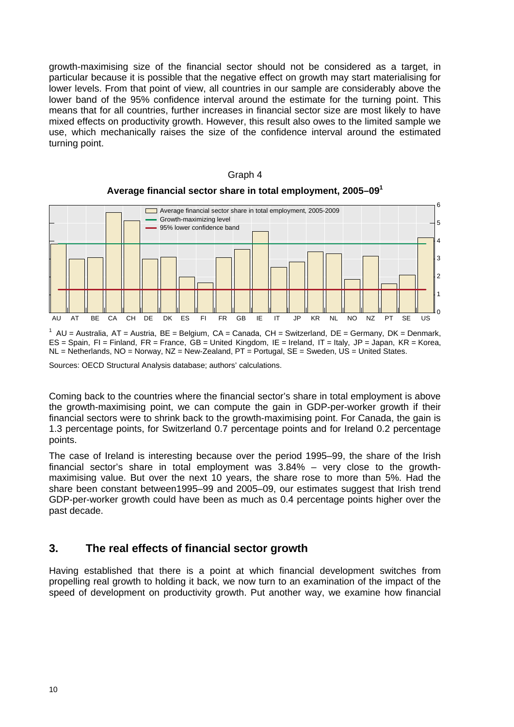growth-maximising size of the financial sector should not be considered as a target, in particular because it is possible that the negative effect on growth may start materialising for lower levels. From that point of view, all countries in our sample are considerably above the lower band of the 95% confidence interval around the estimate for the turning point. This means that for all countries, further increases in financial sector size are most likely to have mixed effects on productivity growth. However, this result also owes to the limited sample we use, which mechanically raises the size of the confidence interval around the estimated turning point.

Graph 4

**Average financial sector share in total employment, 2005–09**[1]

[1] AU = Australia, AT = Austria, BE = Belgium, CA = Canada, CH = Switzerland, DE = Germany, DK = Denmark, ES = Spain, FI = Finland, FR = France, GB = United Kingdom, IE = Ireland, IT = Italy, JP = Japan, KR = Korea, NL = Netherlands, NO = Norway, NZ = New-Zealand, PT = Portugal, SE = Sweden, US = United States.

Sources: OECD Structural Analysis database; authors' calculations.

Coming back to the countries where the financial sector's share in total employment is above the growth-maximising point, we can compute the gain in GDP-per-worker growth if their financial sectors were to shrink back to the growth-maximising point. For Canada, the gain is 1.3 percentage points, for Switzerland 0.7 percentage points and for Ireland 0.2 percentage points.

The case of Ireland is interesting because over the period 1995–99, the share of the Irish financial sector's share in total employment was 3.84% – very close to the growth-maximising value. But over the next 10 years, the share rose to more than 5%. Had the share been constant between1995–99 and 2005–09, our estimates suggest that Irish trend GDP-per-worker growth could have been as much as 0.4 percentage points higher over the past decade.

## 3. The real effects of financial sector growth

Having established that there is a point at which financial development switches from propelling real growth to holding it back, we now turn to an examination of the impact of the speed of development on productivity growth. Put another way, we examine how financial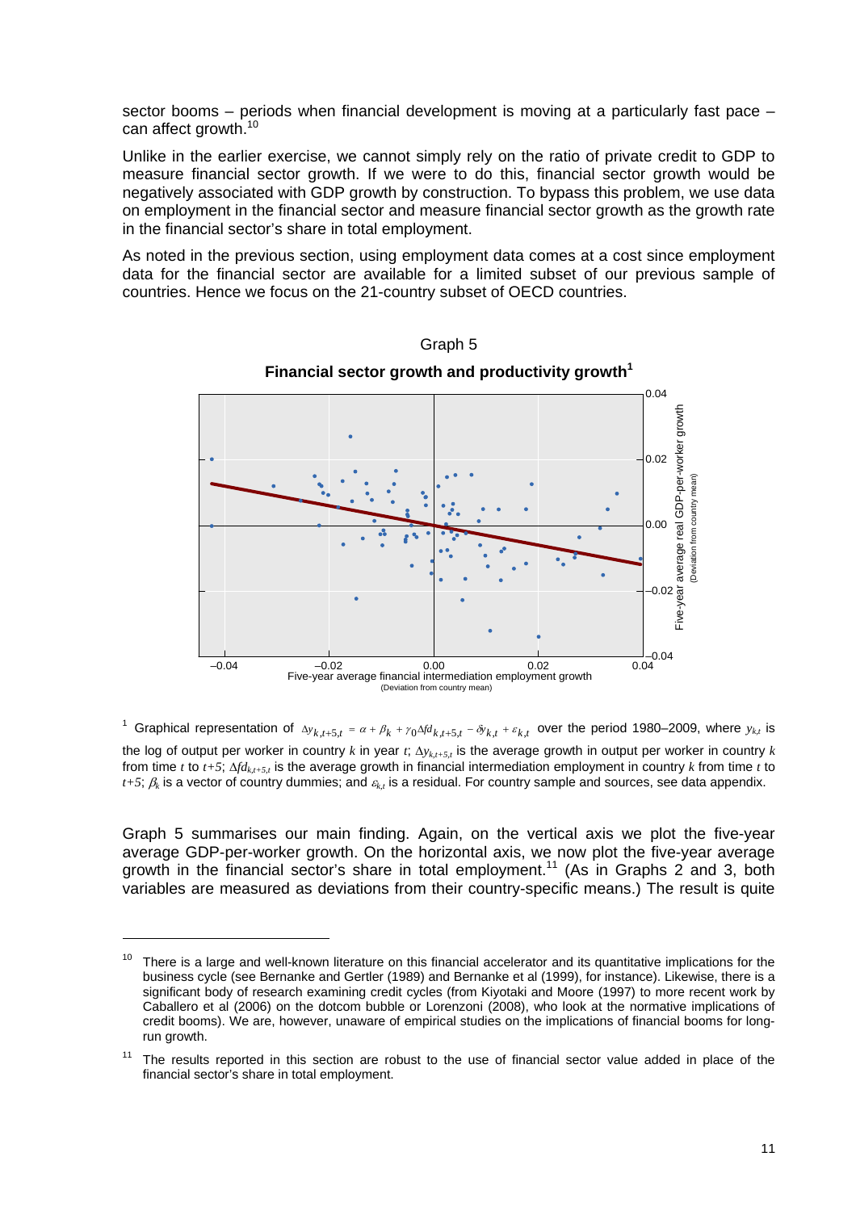sector booms – periods when financial development is moving at a particularly fast pace – can affect growth.[10]

Unlike in the earlier exercise, we cannot simply rely on the ratio of private credit to GDP to measure financial sector growth. If we were to do this, financial sector growth would be negatively associated with GDP growth by construction. To bypass this problem, we use data on employment in the financial sector and measure financial sector growth as the growth rate in the financial sector's share in total employment.

As noted in the previous section, using employment data comes at a cost since employment data for the financial sector are available for a limited subset of our previous sample of countries. Hence we focus on the 21-country subset of OECD countries.

Graph 5

**Financial sector growth and productivity growth[1]**

[1] Graphical representation of $\Delta y_{k,t+5,t} = \alpha + \beta_k + \gamma_0 \Delta fd_{k,t+5,t} - \delta y_{k,t} + \varepsilon_{k,t}$ over the period 1980–2009, where $y_{k,t}$ is the log of output per worker in country $k$ in year $t$; $\Delta y_{k,t+5,t}$ is the average growth in output per worker in country $k$ from time $t$ to $t+5$; $\Delta fd_{k,t+5,t}$ is the average growth in financial intermediation employment in country $k$ from time $t$ to $t+5$; $\beta_k$ is a vector of country dummies; and $\varepsilon_{k,t}$ is a residual. For country sample and sources, see data appendix.

Graph 5 summarises our main finding. Again, on the vertical axis we plot the five-year average GDP-per-worker growth. On the horizontal axis, we now plot the five-year average growth in the financial sector's share in total employment.[11] (As in Graphs 2 and 3, both variables are measured as deviations from their country-specific means.) The result is quite

[10] There is a large and well-known literature on this financial accelerator and its quantitative implications for the business cycle (see Bernanke and Gertler (1989) and Bernanke et al (1999), for instance). Likewise, there is a significant body of research examining credit cycles (from Kiyotaki and Moore (1997) to more recent work by Caballero et al (2006) on the dotcom bubble or Lorenzoni (2008), who look at the normative implications of credit booms). We are, however, unaware of empirical studies on the implications of financial booms for long-run growth.

[11] The results reported in this section are robust to the use of financial sector value added in place of the financial sector's share in total employment.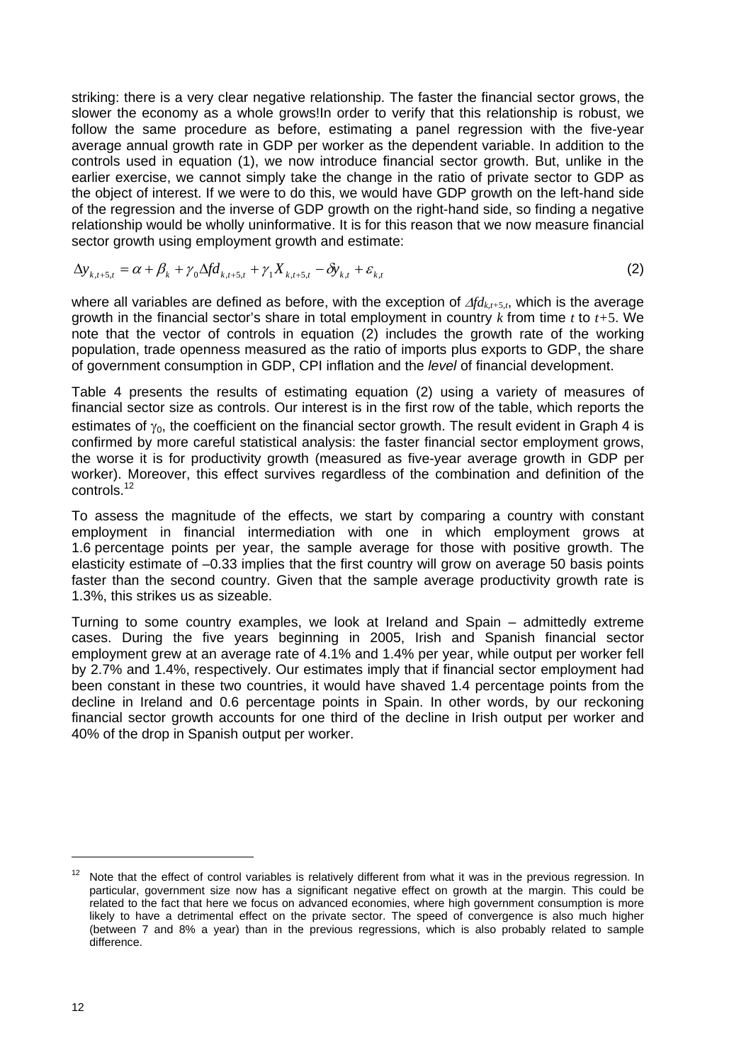striking: there is a very clear negative relationship. The faster the financial sector grows, the slower the economy as a whole grows!In order to verify that this relationship is robust, we follow the same procedure as before, estimating a panel regression with the five-year average annual growth rate in GDP per worker as the dependent variable. In addition to the controls used in equation (1), we now introduce financial sector growth. But, unlike in the earlier exercise, we cannot simply take the change in the ratio of private sector to GDP as the object of interest. If we were to do this, we would have GDP growth on the left-hand side of the regression and the inverse of GDP growth on the right-hand side, so finding a negative relationship would be wholly uninformative. It is for this reason that we now measure financial sector growth using employment growth and estimate:

$$\Delta y_{k,t+5,t} = \alpha + \beta_k + \gamma_0 \Delta fd_{k,t+5,t} + \gamma_1 X_{k,t+5,t} - \delta y_{k,t} + \varepsilon_{k,t} \tag{2}$$

where all variables are defined as before, with the exception of $\Delta fd_{k,t+5,t}$, which is the average growth in the financial sector's share in total employment in country $k$ from time $t$ to $t+5$. We note that the vector of controls in equation (2) includes the growth rate of the working population, trade openness measured as the ratio of imports plus exports to GDP, the share of government consumption in GDP, CPI inflation and the *level* of financial development.

Table 4 presents the results of estimating equation (2) using a variety of measures of financial sector size as controls. Our interest is in the first row of the table, which reports the estimates of $\gamma_0$, the coefficient on the financial sector growth. The result evident in Graph 4 is confirmed by more careful statistical analysis: the faster financial sector employment grows, the worse it is for productivity growth (measured as five-year average growth in GDP per worker). Moreover, this effect survives regardless of the combination and definition of the controls.[12]

To assess the magnitude of the effects, we start by comparing a country with constant employment in financial intermediation with one in which employment grows at 1.6 percentage points per year, the sample average for those with positive growth. The elasticity estimate of –0.33 implies that the first country will grow on average 50 basis points faster than the second country. Given that the sample average productivity growth rate is 1.3%, this strikes us as sizeable.

Turning to some country examples, we look at Ireland and Spain – admittedly extreme cases. During the five years beginning in 2005, Irish and Spanish financial sector employment grew at an average rate of 4.1% and 1.4% per year, while output per worker fell by 2.7% and 1.4%, respectively. Our estimates imply that if financial sector employment had been constant in these two countries, it would have shaved 1.4 percentage points from the decline in Ireland and 0.6 percentage points in Spain. In other words, by our reckoning financial sector growth accounts for one third of the decline in Irish output per worker and 40% of the drop in Spanish output per worker.

---

[12] Note that the effect of control variables is relatively different from what it was in the previous regression. In particular, government size now has a significant negative effect on growth at the margin. This could be related to the fact that here we focus on advanced economies, where high government consumption is more likely to have a detrimental effect on the private sector. The speed of convergence is also much higher (between 7 and 8% a year) than in the previous regressions, which is also probably related to sample difference.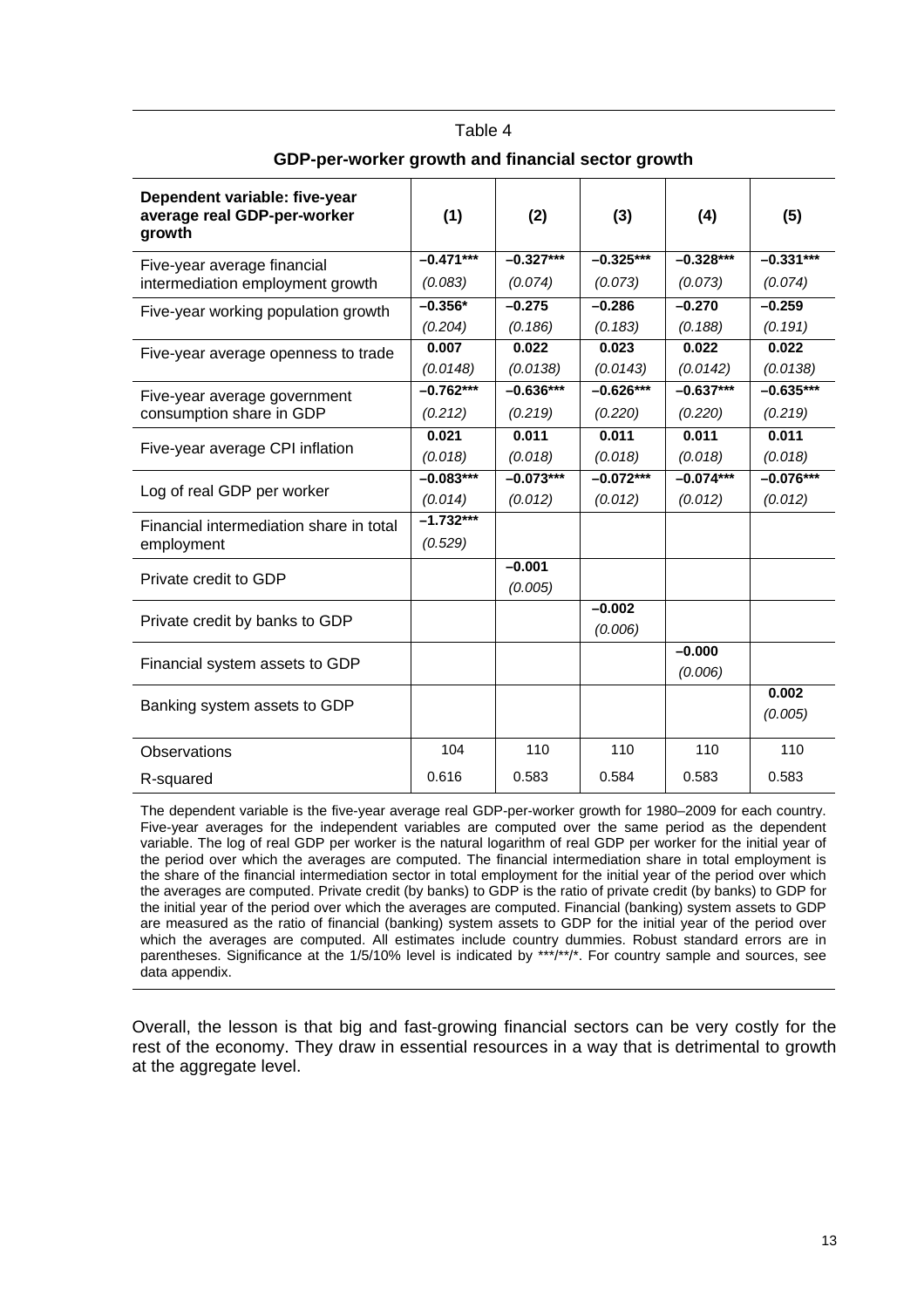Table 4

**GDP-per-worker growth and financial sector growth**

| Dependent variable: five-year average real GDP-per-worker growth | (1) | (2) | (3) | (4) | (5) |
|---|---|---|---|---|---|
| Five-year average financial intermediation employment growth | –0.471***<br>*(0.083)* | –0.327***<br>*(0.074)* | –0.325***<br>*(0.073)* | –0.328***<br>*(0.073)* | –0.331***<br>*(0.074)* |
| Five-year working population growth | –0.356*<br>*(0.204)* | –0.275<br>*(0.186)* | –0.286<br>*(0.183)* | –0.270<br>*(0.188)* | –0.259<br>*(0.191)* |
| Five-year average openness to trade | 0.007<br>*(0.0148)* | 0.022<br>*(0.0138)* | 0.023<br>*(0.0143)* | 0.022<br>*(0.0142)* | 0.022<br>*(0.0138)* |
| Five-year average government consumption share in GDP | –0.762***<br>*(0.212)* | –0.636***<br>*(0.219)* | –0.626***<br>*(0.220)* | –0.637***<br>*(0.220)* | –0.635***<br>*(0.219)* |
| Five-year average CPI inflation | 0.021<br>*(0.018)* | 0.011<br>*(0.018)* | 0.011<br>*(0.018)* | 0.011<br>*(0.018)* | 0.011<br>*(0.018)* |
| Log of real GDP per worker | –0.083***<br>*(0.014)* | –0.073***<br>*(0.012)* | –0.072***<br>*(0.012)* | –0.074***<br>*(0.012)* | –0.076***<br>*(0.012)* |
| Financial intermediation share in total employment | –1.732***<br>*(0.529)* | | | | |
| Private credit to GDP | | –0.001<br>*(0.005)* | | | |
| Private credit by banks to GDP | | | –0.002<br>*(0.006)* | | |
| Financial system assets to GDP | | | | –0.000<br>*(0.006)* | |
| Banking system assets to GDP | | | | | 0.002<br>*(0.005)* |
| Observations | 104 | 110 | 110 | 110 | 110 |
| R-squared | 0.616 | 0.583 | 0.584 | 0.583 | 0.583 |

The dependent variable is the five-year average real GDP-per-worker growth for 1980–2009 for each country. Five-year averages for the independent variables are computed over the same period as the dependent variable. The log of real GDP per worker is the natural logarithm of real GDP per worker for the initial year of the period over which the averages are computed. The financial intermediation share in total employment is the share of the financial intermediation sector in total employment for the initial year of the period over which the averages are computed. Private credit (by banks) to GDP is the ratio of private credit (by banks) to GDP for the initial year of the period over which the averages are computed. Financial (banking) system assets to GDP are measured as the ratio of financial (banking) system assets to GDP for the initial year of the period over which the averages are computed. All estimates include country dummies. Robust standard errors are in parentheses. Significance at the 1/5/10% level is indicated by ***/**/*. For country sample and sources, see data appendix.

Overall, the lesson is that big and fast-growing financial sectors can be very costly for the rest of the economy. They draw in essential resources in a way that is detrimental to growth at the aggregate level.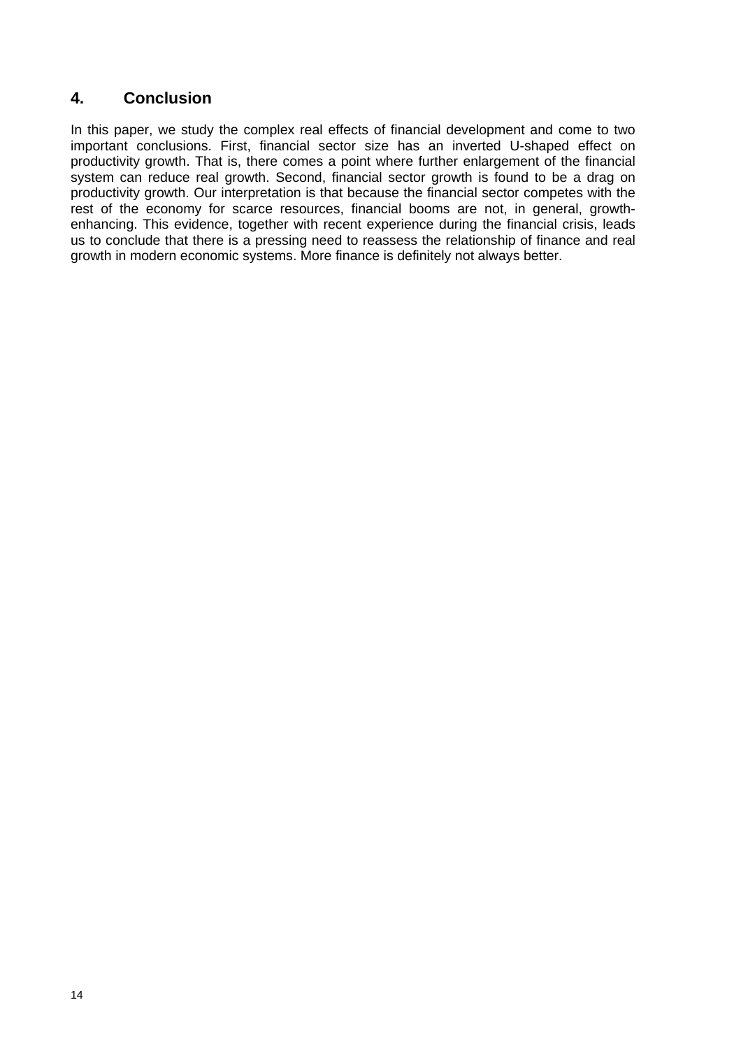## 4. Conclusion

In this paper, we study the complex real effects of financial development and come to two important conclusions. First, financial sector size has an inverted U-shaped effect on productivity growth. That is, there comes a point where further enlargement of the financial system can reduce real growth. Second, financial sector growth is found to be a drag on productivity growth. Our interpretation is that because the financial sector competes with the rest of the economy for scarce resources, financial booms are not, in general, growth-enhancing. This evidence, together with recent experience during the financial crisis, leads us to conclude that there is a pressing need to reassess the relationship of finance and real growth in modern economic systems. More finance is definitely not always better.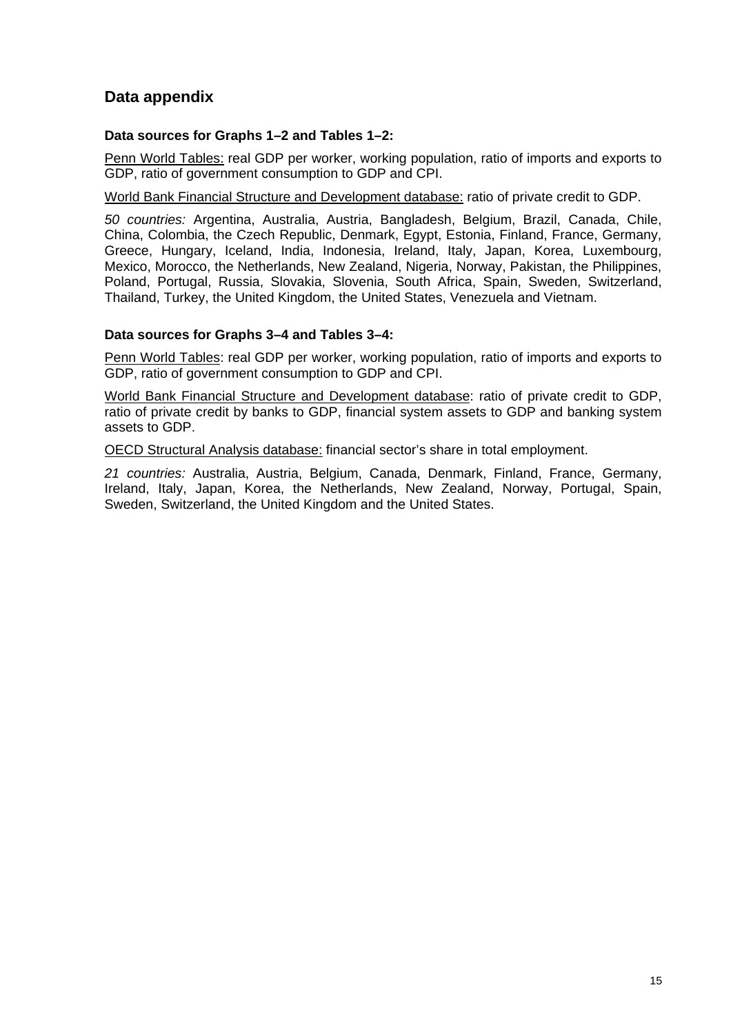## Data appendix

**Data sources for Graphs 1–2 and Tables 1–2:**

Penn World Tables: real GDP per worker, working population, ratio of imports and exports to GDP, ratio of government consumption to GDP and CPI.

World Bank Financial Structure and Development database: ratio of private credit to GDP.

*50 countries:* Argentina, Australia, Austria, Bangladesh, Belgium, Brazil, Canada, Chile, China, Colombia, the Czech Republic, Denmark, Egypt, Estonia, Finland, France, Germany, Greece, Hungary, Iceland, India, Indonesia, Ireland, Italy, Japan, Korea, Luxembourg, Mexico, Morocco, the Netherlands, New Zealand, Nigeria, Norway, Pakistan, the Philippines, Poland, Portugal, Russia, Slovakia, Slovenia, South Africa, Spain, Sweden, Switzerland, Thailand, Turkey, the United Kingdom, the United States, Venezuela and Vietnam.

**Data sources for Graphs 3–4 and Tables 3–4:**

Penn World Tables: real GDP per worker, working population, ratio of imports and exports to GDP, ratio of government consumption to GDP and CPI.

World Bank Financial Structure and Development database: ratio of private credit to GDP, ratio of private credit by banks to GDP, financial system assets to GDP and banking system assets to GDP.

OECD Structural Analysis database: financial sector's share in total employment.

*21 countries:* Australia, Austria, Belgium, Canada, Denmark, Finland, France, Germany, Ireland, Italy, Japan, Korea, the Netherlands, New Zealand, Norway, Portugal, Spain, Sweden, Switzerland, the United Kingdom and the United States.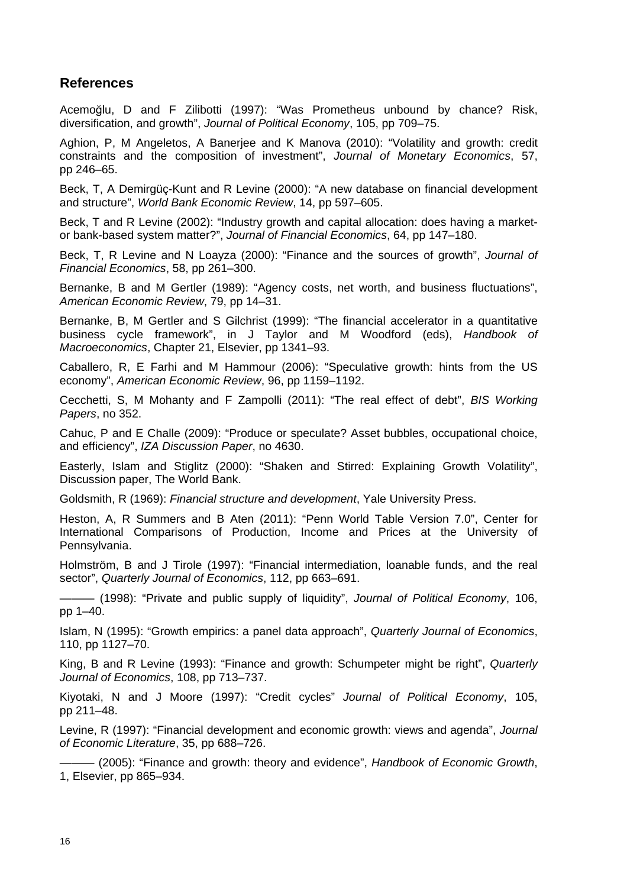## References

Acemoğlu, D and F Zilibotti (1997): "Was Prometheus unbound by chance? Risk, diversification, and growth", *Journal of Political Economy*, 105, pp 709–75.

Aghion, P, M Angeletos, A Banerjee and K Manova (2010): "Volatility and growth: credit constraints and the composition of investment", *Journal of Monetary Economics*, 57, pp 246–65.

Beck, T, A Demirgüç-Kunt and R Levine (2000): "A new database on financial development and structure", *World Bank Economic Review*, 14, pp 597–605.

Beck, T and R Levine (2002): "Industry growth and capital allocation: does having a market- or bank-based system matter?", *Journal of Financial Economics*, 64, pp 147–180.

Beck, T, R Levine and N Loayza (2000): "Finance and the sources of growth", *Journal of Financial Economics*, 58, pp 261–300.

Bernanke, B and M Gertler (1989): "Agency costs, net worth, and business fluctuations", *American Economic Review*, 79, pp 14–31.

Bernanke, B, M Gertler and S Gilchrist (1999): "The financial accelerator in a quantitative business cycle framework", in J Taylor and M Woodford (eds), *Handbook of Macroeconomics*, Chapter 21, Elsevier, pp 1341–93.

Caballero, R, E Farhi and M Hammour (2006): "Speculative growth: hints from the US economy", *American Economic Review*, 96, pp 1159–1192.

Cecchetti, S, M Mohanty and F Zampolli (2011): "The real effect of debt", *BIS Working Papers*, no 352.

Cahuc, P and E Challe (2009): "Produce or speculate? Asset bubbles, occupational choice, and efficiency", *IZA Discussion Paper*, no 4630.

Easterly, Islam and Stiglitz (2000): "Shaken and Stirred: Explaining Growth Volatility", Discussion paper, The World Bank.

Goldsmith, R (1969): *Financial structure and development*, Yale University Press.

Heston, A, R Summers and B Aten (2011): "Penn World Table Version 7.0", Center for International Comparisons of Production, Income and Prices at the University of Pennsylvania.

Holmström, B and J Tirole (1997): "Financial intermediation, loanable funds, and the real sector", *Quarterly Journal of Economics*, 112, pp 663–691.

——— (1998): "Private and public supply of liquidity", *Journal of Political Economy*, 106, pp 1–40.

Islam, N (1995): "Growth empirics: a panel data approach", *Quarterly Journal of Economics*, 110, pp 1127–70.

King, B and R Levine (1993): "Finance and growth: Schumpeter might be right", *Quarterly Journal of Economics*, 108, pp 713–737.

Kiyotaki, N and J Moore (1997): "Credit cycles" *Journal of Political Economy*, 105, pp 211–48.

Levine, R (1997): "Financial development and economic growth: views and agenda", *Journal of Economic Literature*, 35, pp 688–726.

——— (2005): "Finance and growth: theory and evidence", *Handbook of Economic Growth*, 1, Elsevier, pp 865–934.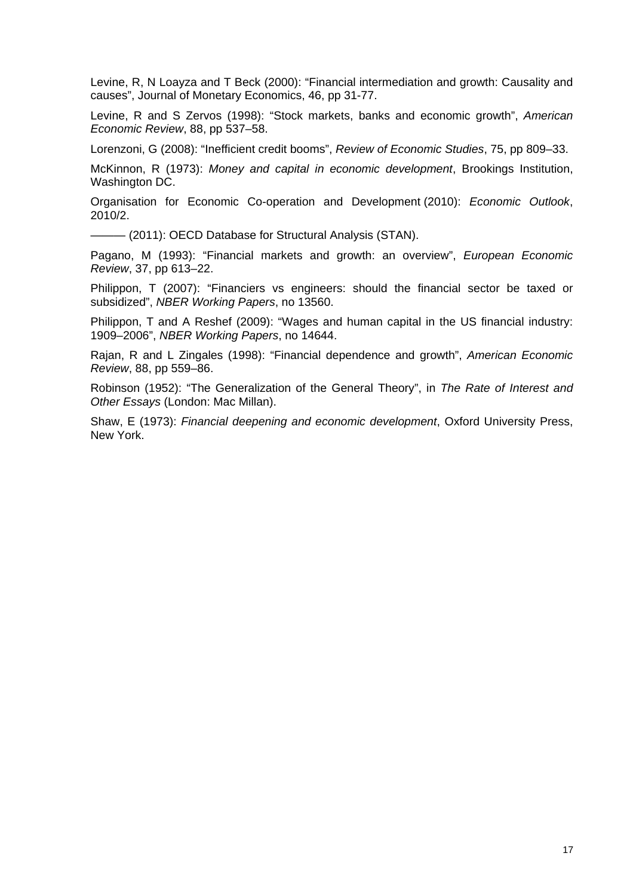Levine, R, N Loayza and T Beck (2000): "Financial intermediation and growth: Causality and causes", Journal of Monetary Economics, 46, pp 31-77.

Levine, R and S Zervos (1998): "Stock markets, banks and economic growth", *American Economic Review*, 88, pp 537–58.

Lorenzoni, G (2008): "Inefficient credit booms", *Review of Economic Studies*, 75, pp 809–33.

McKinnon, R (1973): *Money and capital in economic development*, Brookings Institution, Washington DC.

Organisation for Economic Co-operation and Development (2010): *Economic Outlook*, 2010/2.

——— (2011): OECD Database for Structural Analysis (STAN).

Pagano, M (1993): "Financial markets and growth: an overview", *European Economic Review*, 37, pp 613–22.

Philippon, T (2007): "Financiers vs engineers: should the financial sector be taxed or subsidized", *NBER Working Papers*, no 13560.

Philippon, T and A Reshef (2009): "Wages and human capital in the US financial industry: 1909–2006", *NBER Working Papers*, no 14644.

Rajan, R and L Zingales (1998): "Financial dependence and growth", *American Economic Review*, 88, pp 559–86.

Robinson (1952): "The Generalization of the General Theory", in *The Rate of Interest and Other Essays* (London: Mac Millan).

Shaw, E (1973): *Financial deepening and economic development*, Oxford University Press, New York.